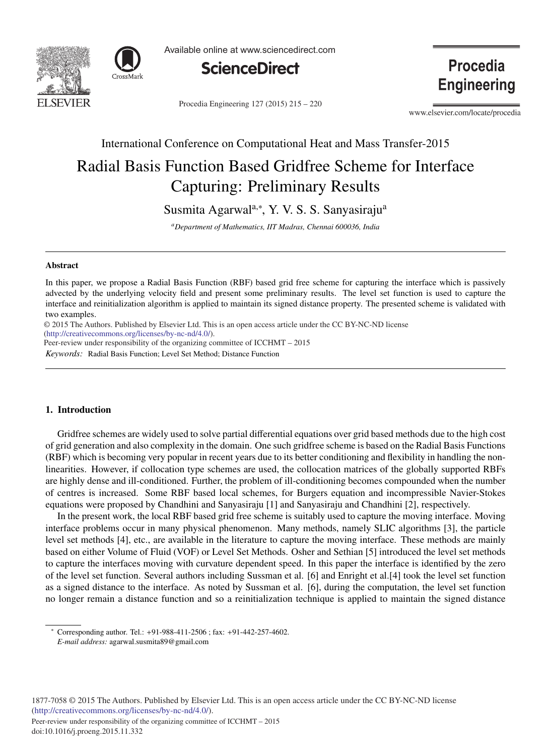International Conference on Computational Heat and Mass Transfer-2015

# Radial Basis Function Based Gridfree Scheme for Interface Capturing: Preliminary Results

Susmita Agarwal[a,*], Y. V. S. S. Sanyasiraju[a]

[a]*Department of Mathematics, IIT Madras, Chennai 600036, India*

---

### Abstract

In this paper, we propose a Radial Basis Function (RBF) based grid free scheme for capturing the interface which is passively advected by the underlying velocity field and present some preliminary results. The level set function is used to capture the interface and reinitialization algorithm is applied to maintain its signed distance property. The presented scheme is validated with two examples.

© 2015 The Authors. Published by Elsevier Ltd. This is an open access article under the CC BY-NC-ND license (http://creativecommons.org/licenses/by-nc-nd/4.0/).

Peer-review under responsibility of the organizing committee of ICCHMT – 2015

*Keywords:* Radial Basis Function; Level Set Method; Distance Function

---

## 1. Introduction

Gridfree schemes are widely used to solve partial differential equations over grid based methods due to the high cost of grid generation and also complexity in the domain. One such gridfree scheme is based on the Radial Basis Functions (RBF) which is becoming very popular in recent years due to its better conditioning and flexibility in handling the non-linearities. However, if collocation type schemes are used, the collocation matrices of the globally supported RBFs are highly dense and ill-conditioned. Further, the problem of ill-conditioning becomes compounded when the number of centres is increased. Some RBF based local schemes, for Burgers equation and incompressible Navier-Stokes equations were proposed by Chandhini and Sanyasiraju [1] and Sanyasiraju and Chandhini [2], respectively.

In the present work, the local RBF based grid free scheme is suitably used to capture the moving interface. Moving interface problems occur in many physical phenomenon. Many methods, namely SLIC algorithms [3], the particle level set methods [4], etc., are available in the literature to capture the moving interface. These methods are mainly based on either Volume of Fluid (VOF) or Level Set Methods. Osher and Sethian [5] introduced the level set methods to capture the interfaces moving with curvature dependent speed. In this paper the interface is identified by the zero of the level set function. Several authors including Sussman et al. [6] and Enright et al.[4] took the level set function as a signed distance to the interface. As noted by Sussman et al. [6], during the computation, the level set function no longer remain a distance function and so a reinitialization technique is applied to maintain the signed distance

---

\* Corresponding author. Tel.: +91-988-411-2506 ; fax: +91-442-257-4602.
*E-mail address:* agarwal.susmita89@gmail.com

1877-7058 © 2015 The Authors. Published by Elsevier Ltd. This is an open access article under the CC BY-NC-ND license (http://creativecommons.org/licenses/by-nc-nd/4.0/).
Peer-review under responsibility of the organizing committee of ICCHMT – 2015
doi:10.1016/j.proeng.2015.11.332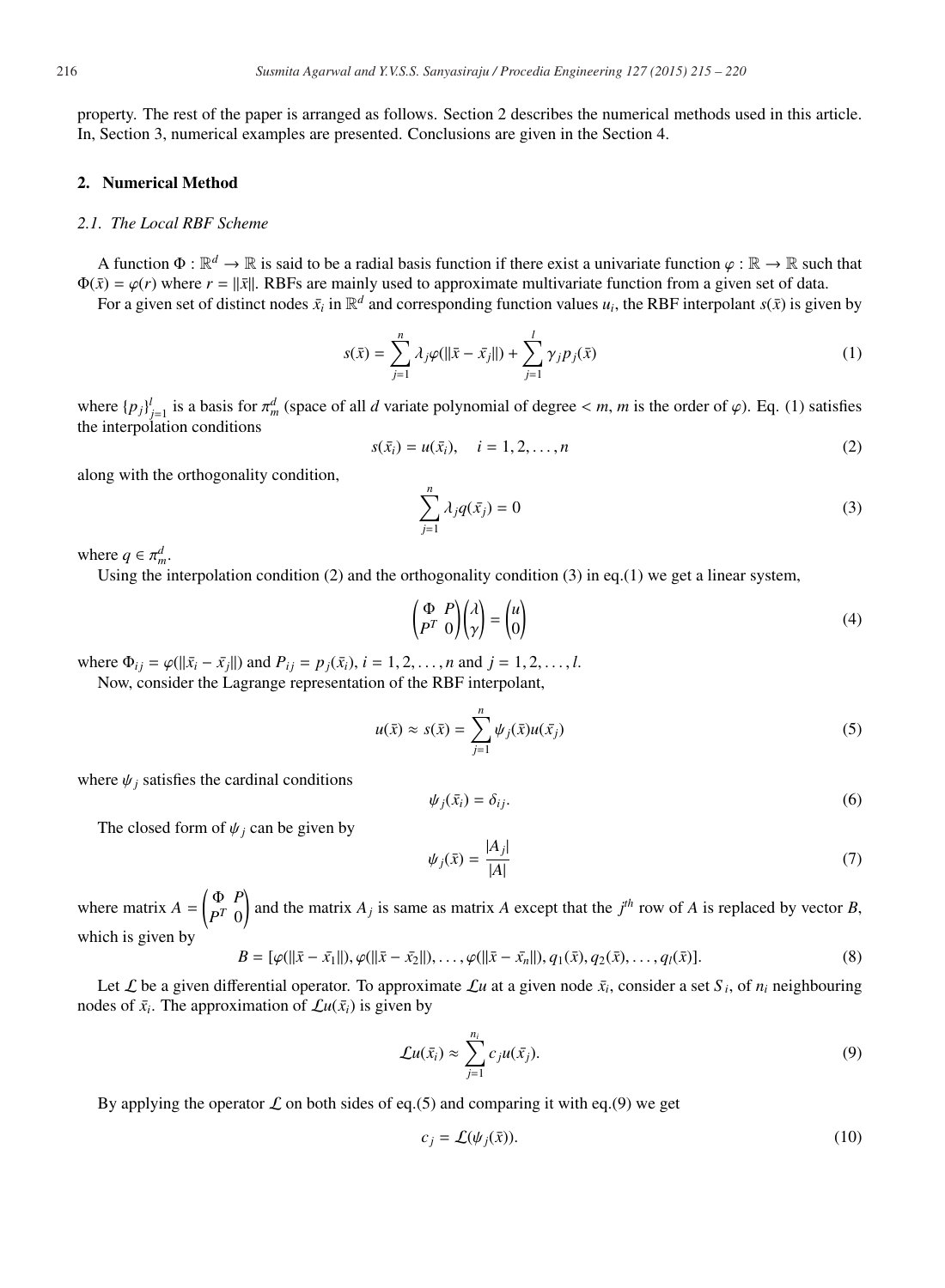property. The rest of the paper is arranged as follows. Section 2 describes the numerical methods used in this article. In, Section 3, numerical examples are presented. Conclusions are given in the Section 4.

## 2. Numerical Method

### *2.1. The Local RBF Scheme*

A function $\Phi : \mathbb{R}^d \to \mathbb{R}$ is said to be a radial basis function if there exist a univariate function $\varphi : \mathbb{R} \to \mathbb{R}$ such that $\Phi(\bar{x}) = \varphi(r)$ where $r = \|\bar{x}\|$. RBFs are mainly used to approximate multivariate function from a given set of data.

For a given set of distinct nodes $\bar{x}_i$ in $\mathbb{R}^d$ and corresponding function values $u_i$, the RBF interpolant $s(\bar{x})$ is given by

$$s(\bar{x}) = \sum_{j=1}^{n} \lambda_j \varphi(\|\bar{x} - \bar{x}_j\|) + \sum_{j=1}^{l} \gamma_j p_j(\bar{x}) \tag{1}$$

where $\{p_j\}_{j=1}^{l}$ is a basis for $\pi_m^d$ (space of all $d$ variate polynomial of degree $< m$, $m$ is the order of $\varphi$). Eq. (1) satisfies the interpolation conditions

$$s(\bar{x}_i) = u(\bar{x}_i), \quad i = 1, 2, \ldots, n \tag{2}$$

along with the orthogonality condition,

$$\sum_{j=1}^{n} \lambda_j q(\bar{x}_j) = 0 \tag{3}$$

where $q \in \pi_m^d$.

Using the interpolation condition (2) and the orthogonality condition (3) in eq.(1) we get a linear system,

$$\begin{pmatrix} \Phi & P \\ P^T & 0 \end{pmatrix} \begin{pmatrix} \lambda \\ \gamma \end{pmatrix} = \begin{pmatrix} u \\ 0 \end{pmatrix} \tag{4}$$

where $\Phi_{ij} = \varphi(\|\bar{x}_i - \bar{x}_j\|)$ and $P_{ij} = p_j(\bar{x}_i)$, $i = 1, 2, \ldots, n$ and $j = 1, 2, \ldots, l$.

Now, consider the Lagrange representation of the RBF interpolant,

$$u(\bar{x}) \approx s(\bar{x}) = \sum_{j=1}^{n} \psi_j(\bar{x}) u(\bar{x}_j) \tag{5}$$

where $\psi_j$ satisfies the cardinal conditions

$$\psi_j(\bar{x}_i) = \delta_{ij}. \tag{6}$$

The closed form of $\psi_j$ can be given by

$$\psi_j(\bar{x}) = \frac{|A_j|}{|A|} \tag{7}$$

where matrix $A = \begin{pmatrix} \Phi & P \\ P^T & 0 \end{pmatrix}$ and the matrix $A_j$ is same as matrix $A$ except that the $j^{th}$ row of $A$ is replaced by vector $B$, which is given by

$$B = [\varphi(\|\bar{x} - \bar{x}_1\|), \varphi(\|\bar{x} - \bar{x}_2\|), \ldots, \varphi(\|\bar{x} - \bar{x}_n\|), q_1(\bar{x}), q_2(\bar{x}), \ldots, q_l(\bar{x})]. \tag{8}$$

Let $\mathcal{L}$ be a given differential operator. To approximate $\mathcal{L}u$ at a given node $\bar{x}_i$, consider a set $S_i$, of $n_i$ neighbouring nodes of $\bar{x}_i$. The approximation of $\mathcal{L}u(\bar{x}_i)$ is given by

$$\mathcal{L}u(\bar{x}_i) \approx \sum_{j=1}^{n_i} c_j u(\bar{x}_j). \tag{9}$$

By applying the operator $\mathcal{L}$ on both sides of eq.(5) and comparing it with eq.(9) we get

$$c_j = \mathcal{L}(\psi_j(\bar{x})). \tag{10}$$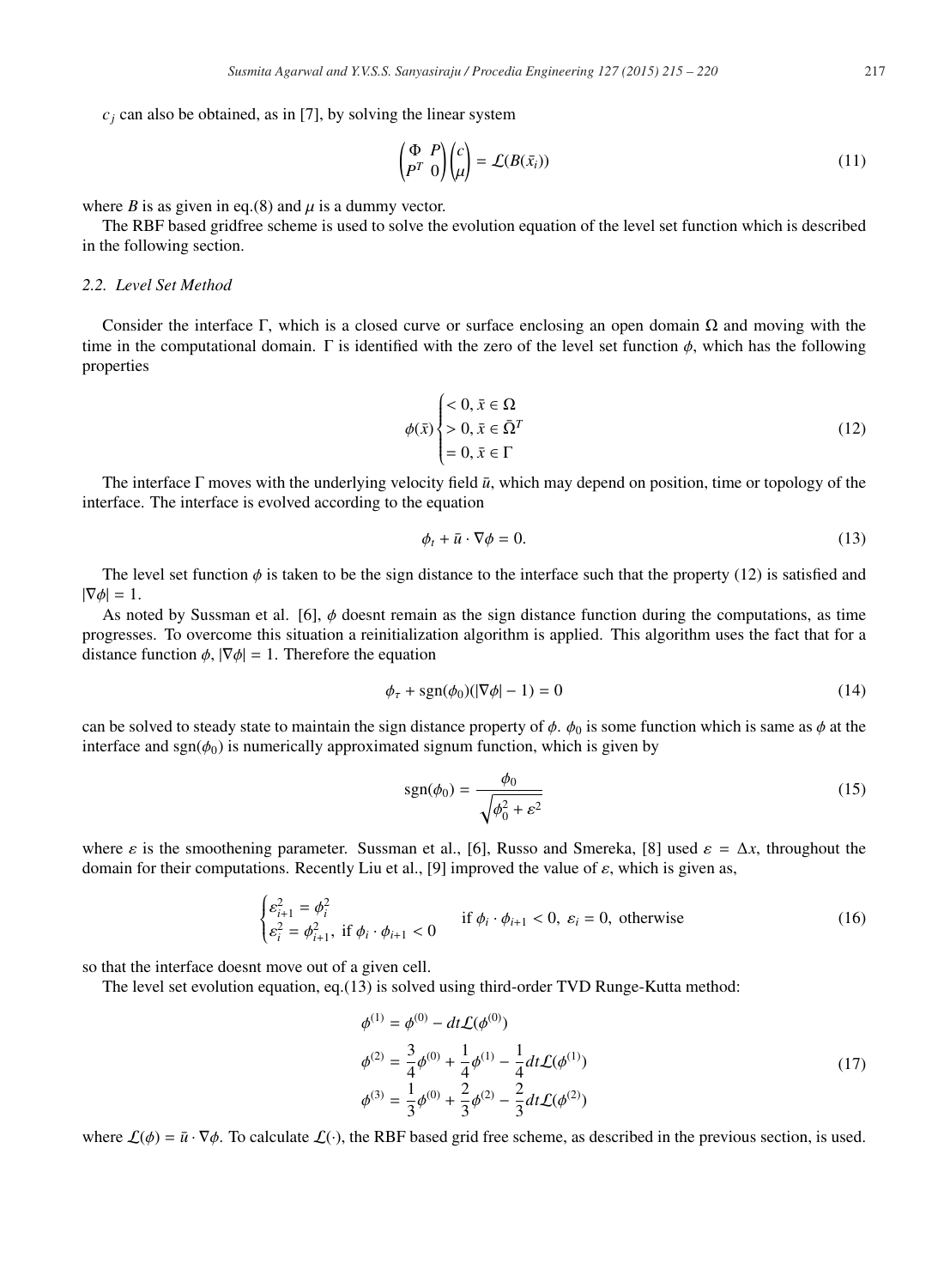$c_j$ can also be obtained, as in [7], by solving the linear system

$$\begin{pmatrix} \Phi & P \\ P^T & 0 \end{pmatrix} \begin{pmatrix} c \\ \mu \end{pmatrix} = \mathcal{L}(B(\bar{x}_i)) \tag{11}$$

where $B$ is as given in eq.(8) and $\mu$ is a dummy vector.

The RBF based gridfree scheme is used to solve the evolution equation of the level set function which is described in the following section.

### 2.2. Level Set Method

Consider the interface $\Gamma$, which is a closed curve or surface enclosing an open domain $\Omega$ and moving with the time in the computational domain. $\Gamma$ is identified with the zero of the level set function $\phi$, which has the following properties

$$\phi(\bar{x}) \begin{cases} < 0, \bar{x} \in \Omega \\ > 0, \bar{x} \in \bar{\Omega}^T \\ = 0, \bar{x} \in \Gamma \end{cases} \tag{12}$$

The interface $\Gamma$ moves with the underlying velocity field $\bar{u}$, which may depend on position, time or topology of the interface. The interface is evolved according to the equation

$$\phi_t + \bar{u} \cdot \nabla\phi = 0. \tag{13}$$

The level set function $\phi$ is taken to be the sign distance to the interface such that the property (12) is satisfied and $|\nabla\phi| = 1$.

As noted by Sussman et al. [6], $\phi$ doesnt remain as the sign distance function during the computations, as time progresses. To overcome this situation a reinitialization algorithm is applied. This algorithm uses the fact that for a distance function $\phi$, $|\nabla\phi| = 1$. Therefore the equation

$$\phi_\tau + \text{sgn}(\phi_0)(|\nabla\phi| - 1) = 0 \tag{14}$$

can be solved to steady state to maintain the sign distance property of $\phi$. $\phi_0$ is some function which is same as $\phi$ at the interface and $\text{sgn}(\phi_0)$ is numerically approximated signum function, which is given by

$$\text{sgn}(\phi_0) = \frac{\phi_0}{\sqrt{\phi_0^2 + \varepsilon^2}} \tag{15}$$

where $\varepsilon$ is the smoothening parameter. Sussman et al., [6], Russo and Smereka, [8] used $\varepsilon = \Delta x$, throughout the domain for their computations. Recently Liu et al., [9] improved the value of $\varepsilon$, which is given as,

$$\begin{cases} \varepsilon_{i+1}^2 = \phi_i^2 \\ \varepsilon_i^2 = \phi_{i+1}^2, \text{ if } \phi_i \cdot \phi_{i+1} < 0 \end{cases} \qquad \text{if } \phi_i \cdot \phi_{i+1} < 0, \ \varepsilon_i = 0, \text{ otherwise} \tag{16}$$

so that the interface doesnt move out of a given cell.

The level set evolution equation, eq.(13) is solved using third-order TVD Runge-Kutta method:

$$\begin{aligned} \phi^{(1)} &= \phi^{(0)} - dt\mathcal{L}(\phi^{(0)}) \\ \phi^{(2)} &= \frac{3}{4}\phi^{(0)} + \frac{1}{4}\phi^{(1)} - \frac{1}{4}dt\mathcal{L}(\phi^{(1)}) \\ \phi^{(3)} &= \frac{1}{3}\phi^{(0)} + \frac{2}{3}\phi^{(2)} - \frac{2}{3}dt\mathcal{L}(\phi^{(2)}) \end{aligned} \tag{17}$$

where $\mathcal{L}(\phi) = \bar{u} \cdot \nabla\phi$. To calculate $\mathcal{L}(\cdot)$, the RBF based grid free scheme, as described in the previous section, is used.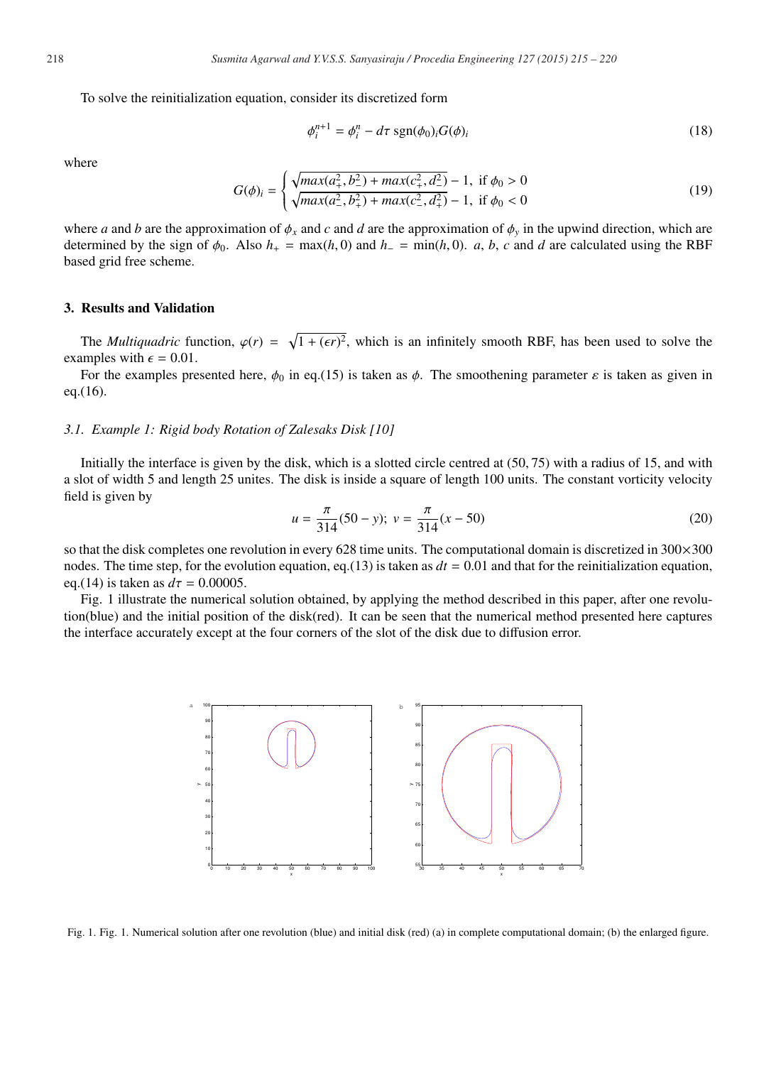To solve the reinitialization equation, consider its discretized form

$$\phi_i^{n+1} = \phi_i^n - d\tau \ \text{sgn}(\phi_0)_i G(\phi)_i \tag{18}$$

where

$$G(\phi)_i = \begin{cases} \sqrt{max(a_+^2, b_-^2) + max(c_+^2, d_-^2)} - 1, \ \text{if} \ \phi_0 > 0 \\ \sqrt{max(a_-^2, b_+^2) + max(c_-^2, d_+^2)} - 1, \ \text{if} \ \phi_0 < 0 \end{cases} \tag{19}$$

where $a$ and $b$ are the approximation of $\phi_x$ and $c$ and $d$ are the approximation of $\phi_y$ in the upwind direction, which are determined by the sign of $\phi_0$. Also $h_+ = \max(h, 0)$ and $h_- = \min(h, 0)$. $a$, $b$, $c$ and $d$ are calculated using the RBF based grid free scheme.

## 3. Results and Validation

The *Multiquadric* function, $\varphi(r) = \sqrt{1 + (\epsilon r)^2}$, which is an infinitely smooth RBF, has been used to solve the examples with $\epsilon = 0.01$.

For the examples presented here, $\phi_0$ in eq.(15) is taken as $\phi$. The smoothening parameter $\varepsilon$ is taken as given in eq.(16).

### *3.1. Example 1: Rigid body Rotation of Zalesaks Disk [10]*

Initially the interface is given by the disk, which is a slotted circle centred at (50, 75) with a radius of 15, and with a slot of width 5 and length 25 unites. The disk is inside a square of length 100 units. The constant vorticity velocity field is given by

$$u = \frac{\pi}{314}(50 - y); \ v = \frac{\pi}{314}(x - 50) \tag{20}$$

so that the disk completes one revolution in every 628 time units. The computational domain is discretized in 300×300 nodes. The time step, for the evolution equation, eq.(13) is taken as $dt = 0.01$ and that for the reinitialization equation, eq.(14) is taken as $d\tau = 0.00005$.

Fig. 1 illustrate the numerical solution obtained, by applying the method described in this paper, after one revolution(blue) and the initial position of the disk(red). It can be seen that the numerical method presented here captures the interface accurately except at the four corners of the slot of the disk due to diffusion error.

Fig. 1. Fig. 1. Numerical solution after one revolution (blue) and initial disk (red) (a) in complete computational domain; (b) the enlarged figure.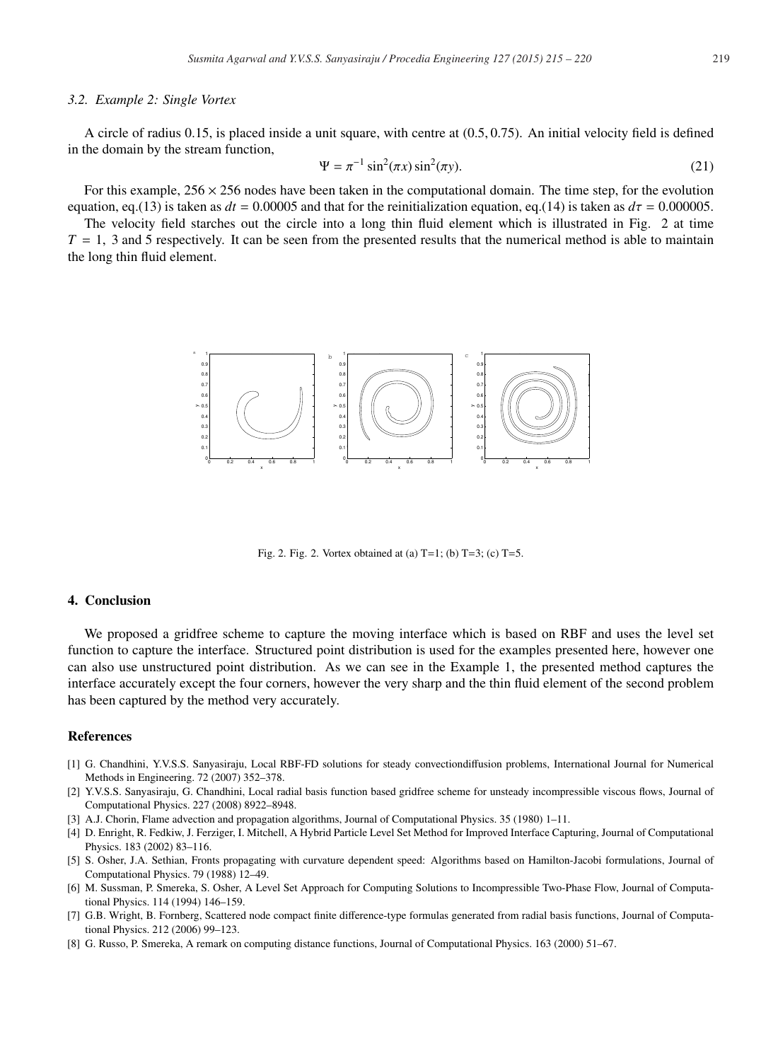### 3.2. Example 2: Single Vortex

A circle of radius 0.15, is placed inside a unit square, with centre at (0.5, 0.75). An initial velocity field is defined in the domain by the stream function,

$$\Psi = \pi^{-1} \sin^2(\pi x) \sin^2(\pi y). \tag{21}$$

For this example, $256 \times 256$ nodes have been taken in the computational domain. The time step, for the evolution equation, eq.(13) is taken as $dt = 0.00005$ and that for the reinitialization equation, eq.(14) is taken as $d\tau = 0.000005$.

The velocity field starches out the circle into a long thin fluid element which is illustrated in Fig. 2 at time $T = 1$, 3 and 5 respectively. It can be seen from the presented results that the numerical method is able to maintain the long thin fluid element.

Fig. 2. Fig. 2. Vortex obtained at (a) T=1; (b) T=3; (c) T=5.

## 4. Conclusion

We proposed a gridfree scheme to capture the moving interface which is based on RBF and uses the level set function to capture the interface. Structured point distribution is used for the examples presented here, however one can also use unstructured point distribution. As we can see in the Example 1, the presented method captures the interface accurately except the four corners, however the very sharp and the thin fluid element of the second problem has been captured by the method very accurately.

## References

[1] G. Chandhini, Y.V.S.S. Sanyasiraju, Local RBF-FD solutions for steady convectiondiffusion problems, International Journal for Numerical Methods in Engineering. 72 (2007) 352–378.

[2] Y.V.S.S. Sanyasiraju, G. Chandhini, Local radial basis function based gridfree scheme for unsteady incompressible viscous flows, Journal of Computational Physics. 227 (2008) 8922–8948.

[3] A.J. Chorin, Flame advection and propagation algorithms, Journal of Computational Physics. 35 (1980) 1–11.

[4] D. Enright, R. Fedkiw, J. Ferziger, I. Mitchell, A Hybrid Particle Level Set Method for Improved Interface Capturing, Journal of Computational Physics. 183 (2002) 83–116.

[5] S. Osher, J.A. Sethian, Fronts propagating with curvature dependent speed: Algorithms based on Hamilton-Jacobi formulations, Journal of Computational Physics. 79 (1988) 12–49.

[6] M. Sussman, P. Smereka, S. Osher, A Level Set Approach for Computing Solutions to Incompressible Two-Phase Flow, Journal of Computational Physics. 114 (1994) 146–159.

[7] G.B. Wright, B. Fornberg, Scattered node compact finite difference-type formulas generated from radial basis functions, Journal of Computational Physics. 212 (2006) 99–123.

[8] G. Russo, P. Smereka, A remark on computing distance functions, Journal of Computational Physics. 163 (2000) 51–67.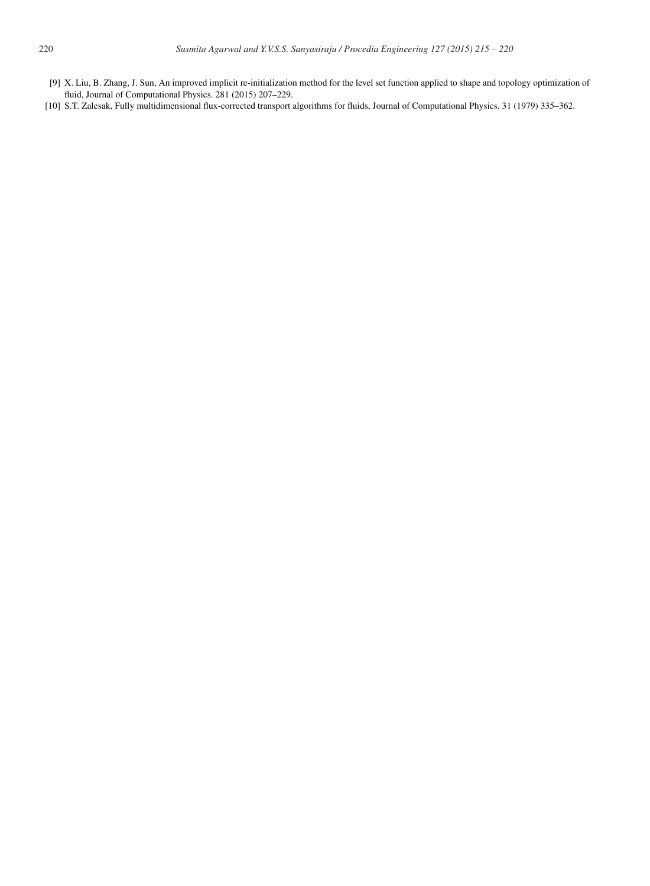[9] X. Liu, B. Zhang, J. Sun, An improved implicit re-initialization method for the level set function applied to shape and topology optimization of fluid, Journal of Computational Physics. 281 (2015) 207–229.

[10] S.T. Zalesak, Fully multidimensional flux-corrected transport algorithms for fluids, Journal of Computational Physics. 31 (1979) 335–362.